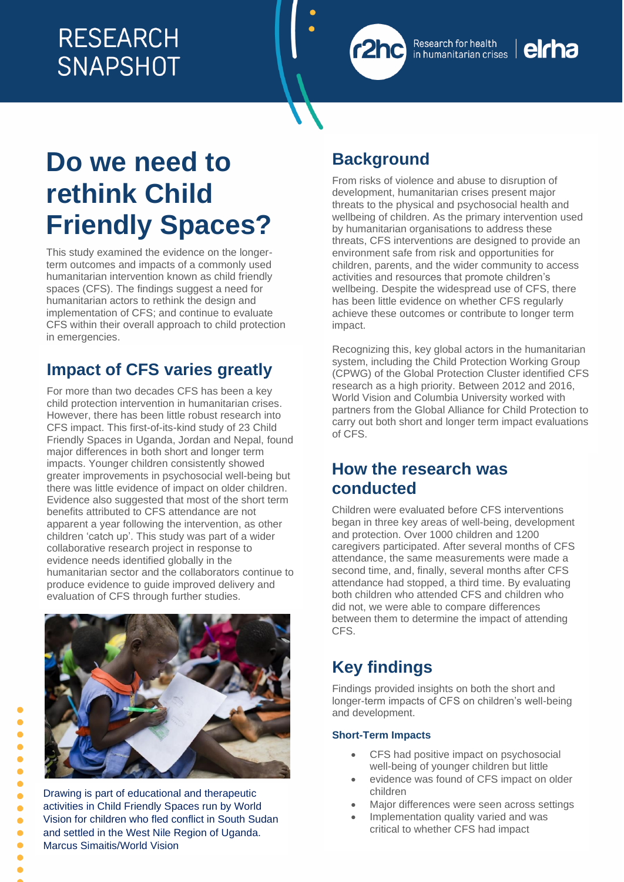RESEARCH SNAPSHOT

# Do we need to rethink Child Friendly Spaces?

This study examined the evidence on the longer-term outcomes and impacts of a commonly used humanitarian intervention known as child friendly spaces (CFS). The findings suggest a need for humanitarian actors to rethink the design and implementation of CFS; and continue to evaluate CFS within their overall approach to child protection in emergencies.

## Impact of CFS varies greatly

For more than two decades CFS has been a key child protection intervention in humanitarian crises. However, there has been little robust research into CFS impact. This first-of-its-kind study of 23 Child Friendly Spaces in Uganda, Jordan and Nepal, found major differences in both short and longer term impacts. Younger children consistently showed greater improvements in psychosocial well-being but there was little evidence of impact on older children. Evidence also suggested that most of the short term benefits attributed to CFS attendance are not apparent a year following the intervention, as other children 'catch up'. This study was part of a wider collaborative research project in response to evidence needs identified globally in the humanitarian sector and the collaborators continue to produce evidence to guide improved delivery and evaluation of CFS through further studies.

Drawing is part of educational and therapeutic activities in Child Friendly Spaces run by World Vision for children who fled conflict in South Sudan and settled in the West Nile Region of Uganda. Marcus Simaitis/World Vision

## Background

From risks of violence and abuse to disruption of development, humanitarian crises present major threats to the physical and psychosocial health and wellbeing of children. As the primary intervention used by humanitarian organisations to address these threats, CFS interventions are designed to provide an environment safe from risk and opportunities for children, parents, and the wider community to access activities and resources that promote children's wellbeing. Despite the widespread use of CFS, there has been little evidence on whether CFS regularly achieve these outcomes or contribute to longer term impact.

Recognizing this, key global actors in the humanitarian system, including the Child Protection Working Group (CPWG) of the Global Protection Cluster identified CFS research as a high priority. Between 2012 and 2016, World Vision and Columbia University worked with partners from the Global Alliance for Child Protection to carry out both short and longer term impact evaluations of CFS.

## How the research was conducted

Children were evaluated before CFS interventions began in three key areas of well-being, development and protection. Over 1000 children and 1200 caregivers participated. After several months of CFS attendance, the same measurements were made a second time, and, finally, several months after CFS attendance had stopped, a third time. By evaluating both children who attended CFS and children who did not, we were able to compare differences between them to determine the impact of attending CFS.

## Key findings

Findings provided insights on both the short and longer-term impacts of CFS on children's well-being and development.

### Short-Term Impacts

- CFS had positive impact on psychosocial well-being of younger children but little
- evidence was found of CFS impact on older children
- Major differences were seen across settings
- Implementation quality varied and was critical to whether CFS had impact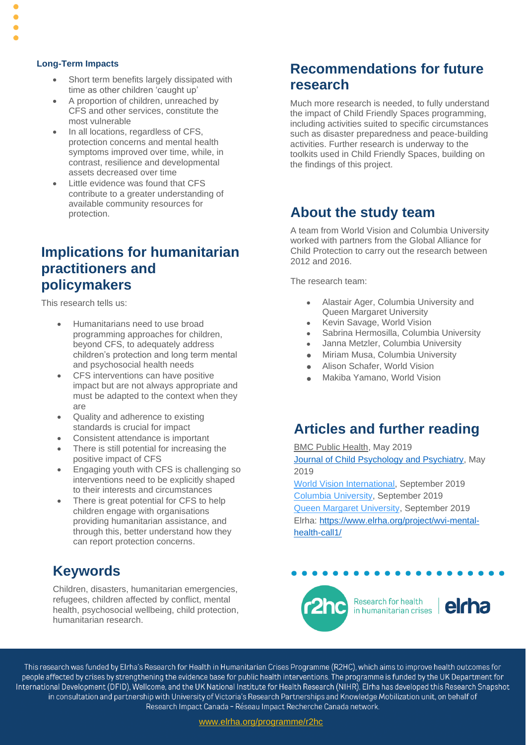### Long-Term Impacts

- Short term benefits largely dissipated with time as other children 'caught up'
- A proportion of children, unreached by CFS and other services, constitute the most vulnerable
- In all locations, regardless of CFS, protection concerns and mental health symptoms improved over time, while, in contrast, resilience and developmental assets decreased over time
- Little evidence was found that CFS contribute to a greater understanding of available community resources for protection.

## Implications for humanitarian practitioners and policymakers

This research tells us:

- Humanitarians need to use broad programming approaches for children, beyond CFS, to adequately address children's protection and long term mental and psychosocial health needs
- CFS interventions can have positive impact but are not always appropriate and must be adapted to the context when they are
- Quality and adherence to existing standards is crucial for impact
- Consistent attendance is important
- There is still potential for increasing the positive impact of CFS
- Engaging youth with CFS is challenging so interventions need to be explicitly shaped to their interests and circumstances
- There is great potential for CFS to help children engage with organisations providing humanitarian assistance, and through this, better understand how they can report protection concerns.

## Keywords

Children, disasters, humanitarian emergencies, refugees, children affected by conflict, mental health, psychosocial wellbeing, child protection, humanitarian research.

## Recommendations for future research

Much more research is needed, to fully understand the impact of Child Friendly Spaces programming, including activities suited to specific circumstances such as disaster preparedness and peace-building activities. Further research is underway to the toolkits used in Child Friendly Spaces, building on the findings of this project.

## About the study team

A team from World Vision and Columbia University worked with partners from the Global Alliance for Child Protection to carry out the research between 2012 and 2016.

The research team:

- Alastair Ager, Columbia University and Queen Margaret University
- Kevin Savage, World Vision
- Sabrina Hermosilla, Columbia University
- Janna Metzler, Columbia University
- Miriam Musa, Columbia University
- Alison Schafer, World Vision
- Makiba Yamano, World Vision

## Articles and further reading

BMC Public Health, May 2019
Journal of Child Psychology and Psychiatry, May 2019
World Vision International, September 2019
Columbia University, September 2019
Queen Margaret University, September 2019
Elrha: https://www.elrha.org/project/wvi-mental-health-call1/

r2hc Research for health in humanitarian crises | elrha

This research was funded by Elrha's Research for Health in Humanitarian Crises Programme (R2HC), which aims to improve health outcomes for people affected by crises by strengthening the evidence base for public health interventions. The programme is funded by the UK Department for International Development (DFID), Wellcome, and the UK National Institute for Health Research (NIHR). Elrha has developed this Research Snapshot in consultation and partnership with University of Victoria's Research Partnerships and Knowledge Mobilization unit, on behalf of Research Impact Canada – Réseau Impact Recherche Canada network.

www.elrha.org/programme/r2hc